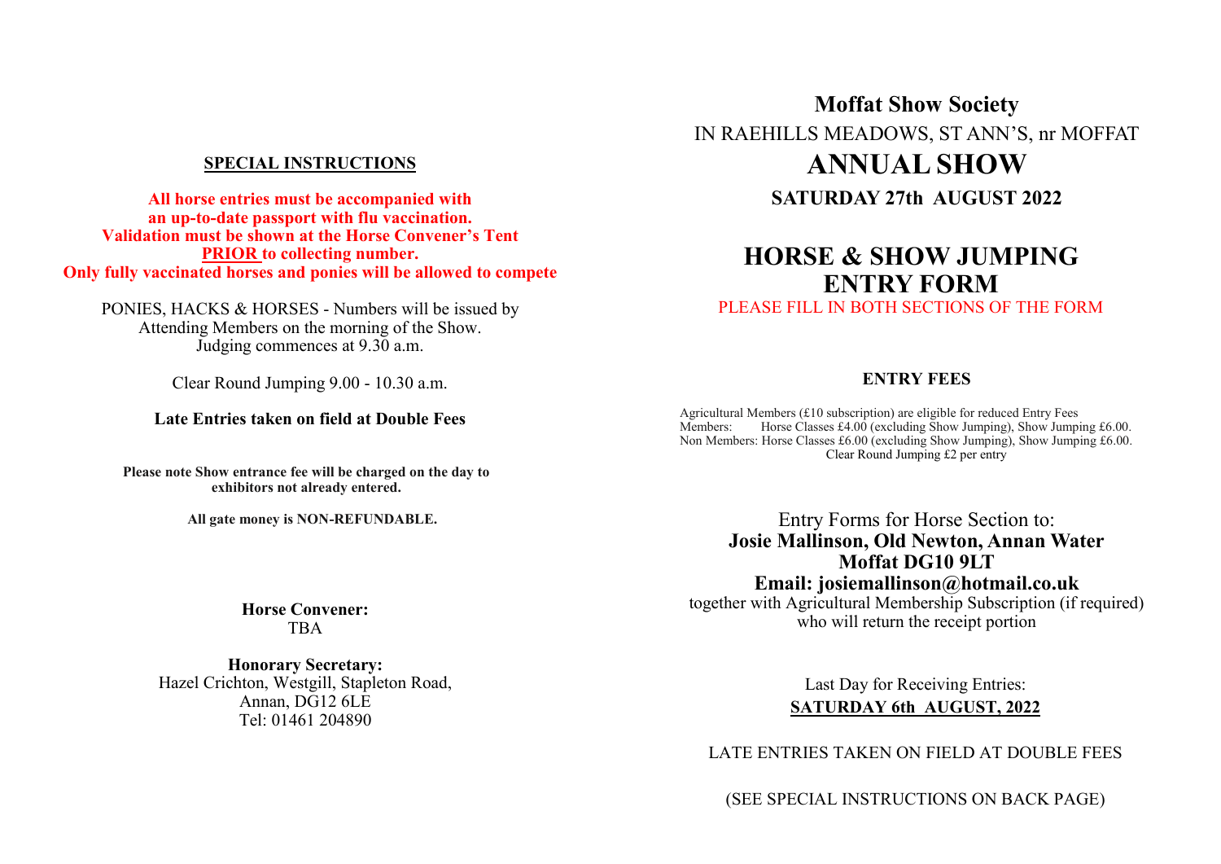## SPECIAL INSTRUCTIONS

**All horse entries must be accompanied with an up-to-date passport with flu vaccination. Validation must be shown at the Horse Convener's Tent PRIOR to collecting number. Only fully vaccinated horses and ponies will be allowed to compete**

PONIES, HACKS & HORSES - Numbers will be issued by Attending Members on the morning of the Show. Judging commences at 9.30 a.m.

Clear Round Jumping 9.00 - 10.30 a.m.

**Late Entries taken on field at Double Fees**

**Please note Show entrance fee will be charged on the day to exhibitors not already entered.**

**All gate money is NON-REFUNDABLE.**

**Horse Convener:**
TBA

**Honorary Secretary:**
Hazel Crichton, Westgill, Stapleton Road,
Annan, DG12 6LE
Tel: 01461 204890

# Moffat Show Society

IN RAEHILLS MEADOWS, ST ANN'S, nr MOFFAT

# ANNUAL SHOW

**SATURDAY 27th AUGUST 2022**

# HORSE & SHOW JUMPING ENTRY FORM

PLEASE FILL IN BOTH SECTIONS OF THE FORM

## ENTRY FEES

Agricultural Members (£10 subscription) are eligible for reduced Entry Fees
Members: Horse Classes £4.00 (excluding Show Jumping), Show Jumping £6.00.
Non Members: Horse Classes £6.00 (excluding Show Jumping), Show Jumping £6.00.
Clear Round Jumping £2 per entry

Entry Forms for Horse Section to:
**Josie Mallinson, Old Newton, Annan Water**
**Moffat DG10 9LT**
**Email: josiemallinson@hotmail.co.uk**
together with Agricultural Membership Subscription (if required) who will return the receipt portion

Last Day for Receiving Entries:
**SATURDAY 6th AUGUST, 2022**

LATE ENTRIES TAKEN ON FIELD AT DOUBLE FEES

(SEE SPECIAL INSTRUCTIONS ON BACK PAGE)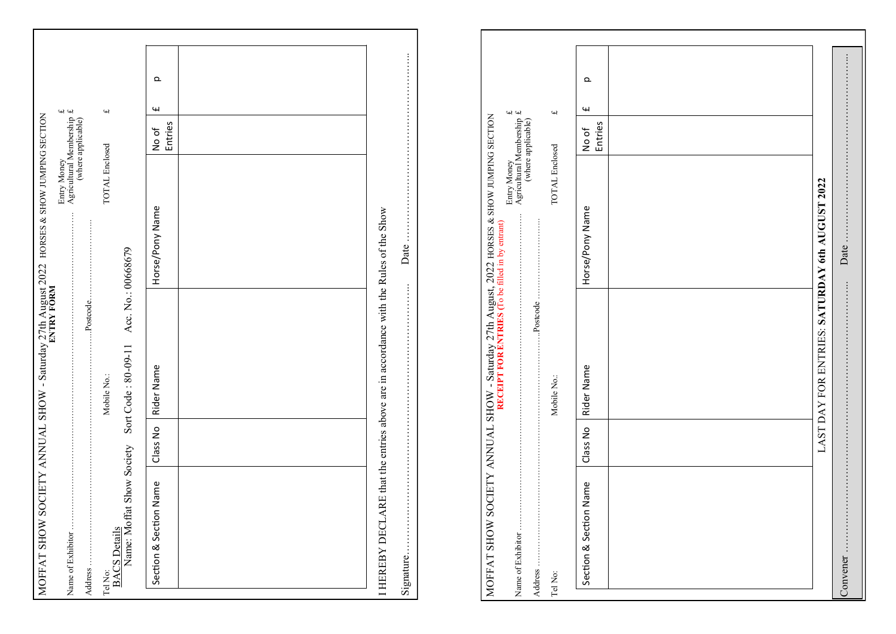# MOFFAT SHOW SOCIETY ANNUAL SHOW - Saturday 27th August 2022 HORSES & SHOW JUMPING SECTION

## ENTRY FORM

Name of Exhibitor ..............................................................................

Address ....................................................................Postcode..........................

Tel No: Mobile No.:

Entry Money £

Agricultural Membership £
(where applicable)

TOTAL Enclosed £

BACS Details

Name: Moffat Show Society Sort Code : 80-09-11 Acc. No.: 00668679

| Section & Section Name | Class No | Rider Name | Horse/Pony Name | No of Entries | £ | p |
|---|---|---|---|---|---|---|
| | | | | | | |

I HEREBY DECLARE that the entries above are in accordance with the Rules of the Show

Signature.................................................................................................................. Date ..........................................

---

# MOFFAT SHOW SOCIETY ANNUAL SHOW - Saturday 27th August, 2022 HORSES & SHOW JUMPING SECTION

## RECEIPT FOR ENTRIES (To be filled in by entrant)

Name of Exhibitor ..............................................................................

Address ....................................................................Postcode..........................

Tel No: Mobile No.:

Entry Money £

Agricultural Membership £
(where applicable)

TOTAL Enclosed £

| Section & Section Name | Class No | Rider Name | Horse/Pony Name | No of Entries | £ | p |
|---|---|---|---|---|---|---|
| | | | | | | |

LAST DAY FOR ENTRIES: **SATURDAY 6th AUGUST 2022**

Convener .......................................................................... Date ..........................................